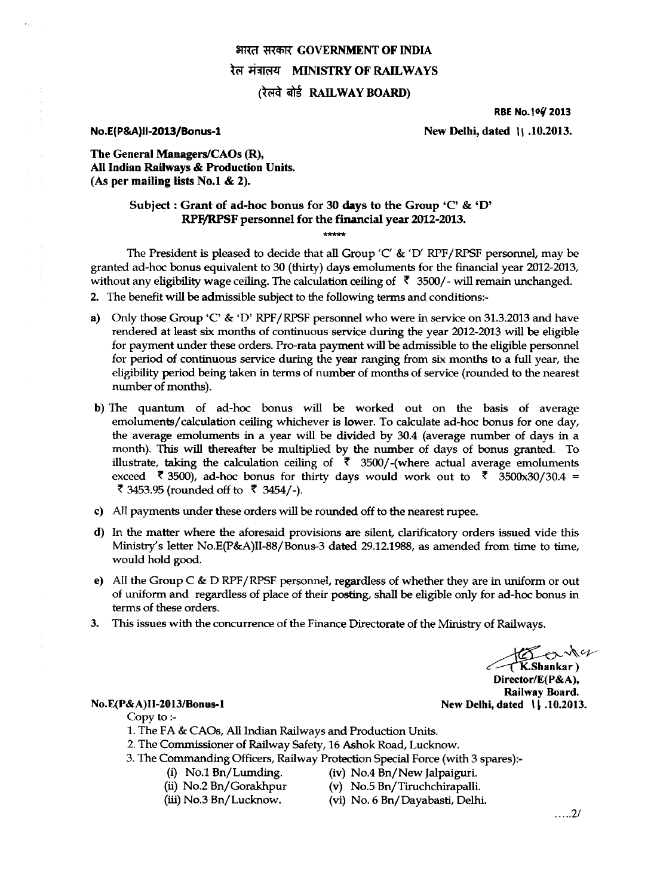# भारत सरकार GOVERNMENT OF INDIA
## रेल मंत्रालय MINISTRY OF RAILWAYS
### (रेलवे बोर्ड RAILWAY BOARD)

RBE No.109/2013

**No.E(P&A)II-2013/Bonus-1** New Delhi, dated 11.10.2013.

**The General Managers/CAOs (R),**
**All Indian Railways & Production Units.**
**(As per mailing lists No.1 & 2).**

**Subject : Grant of ad-hoc bonus for 30 days to the Group 'C' & 'D' RPF/RPSF personnel for the financial year 2012-2013.**

\*\*\*\*\*

The President is pleased to decide that all Group 'C' & 'D' RPF/RPSF personnel, may be granted ad-hoc bonus equivalent to 30 (thirty) days emoluments for the financial year 2012-2013, without any eligibility wage ceiling. The calculation ceiling of ₹ 3500/- will remain unchanged.

2. The benefit will be admissible subject to the following terms and conditions:-

a) Only those Group 'C' & 'D' RPF/RPSF personnel who were in service on 31.3.2013 and have rendered at least six months of continuous service during the year 2012-2013 will be eligible for payment under these orders. Pro-rata payment will be admissible to the eligible personnel for period of continuous service during the year ranging from six months to a full year, the eligibility period being taken in terms of number of months of service (rounded to the nearest number of months).

b) The quantum of ad-hoc bonus will be worked out on the basis of average emoluments/calculation ceiling whichever is lower. To calculate ad-hoc bonus for one day, the average emoluments in a year will be divided by 30.4 (average number of days in a month). This will thereafter be multiplied by the number of days of bonus granted. To illustrate, taking the calculation ceiling of ₹ 3500/-(where actual average emoluments exceed ₹ 3500), ad-hoc bonus for thirty days would work out to ₹ 3500x30/30.4 = ₹ 3453.95 (rounded off to ₹ 3454/-).

c) All payments under these orders will be rounded off to the nearest rupee.

d) In the matter where the aforesaid provisions are silent, clarificatory orders issued vide this Ministry's letter No.E(P&A)II-88/Bonus-3 dated 29.12.1988, as amended from time to time, would hold good.

e) All the Group C & D RPF/RPSF personnel, regardless of whether they are in uniform or out of uniform and regardless of place of their posting, shall be eligible only for ad-hoc bonus in terms of these orders.

3. This issues with the concurrence of the Finance Directorate of the Ministry of Railways.

( K.Shankar )
Director/E(P&A),
Railway Board.

**No.E(P&A)II-2013/Bonus-1** New Delhi, dated 11.10.2013.

Copy to :-

1. The FA & CAOs, All Indian Railways and Production Units.
2. The Commissioner of Railway Safety, 16 Ashok Road, Lucknow.
3. The Commanding Officers, Railway Protection Special Force (with 3 spares):-
   - (i) No.1 Bn/Lumding.
   - (ii) No.2 Bn/Gorakhpur
   - (iii) No.3 Bn/Lucknow.
   - (iv) No.4 Bn/New Jalpaiguri.
   - (v) No.5 Bn/Tiruchchirapalli.
   - (vi) No. 6 Bn/Dayabasti, Delhi.

.....2/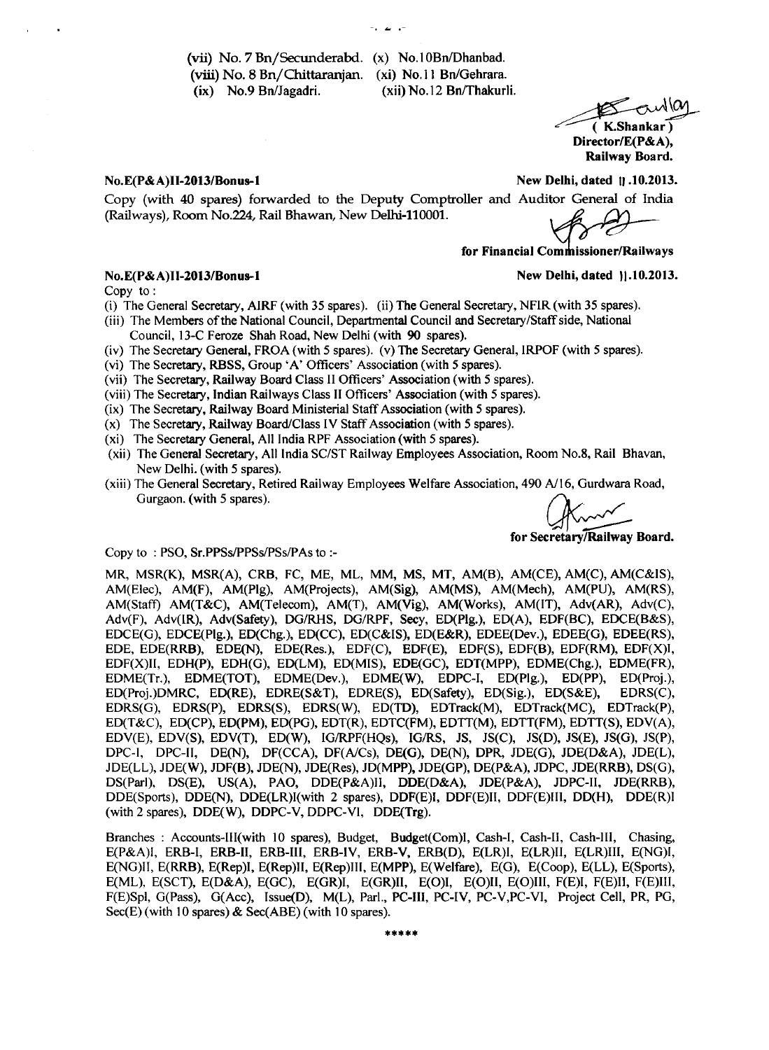(vii) No. 7 Bn/Secunderabd. (x) No.10Bn/Dhanbad.
(viii) No. 8 Bn/Chittaranjan. (xi) No.11 Bn/Gehrara.
(ix) No.9 Bn/Jagadri. (xii) No.12 Bn/Thakurli.

( K.Shankar )
**Director/E(P&A),**
**Railway Board.**

**No.E(P&A)II-2013/Bonus-1** **New Delhi, dated 11.10.2013.**

Copy (with 40 spares) forwarded to the Deputy Comptroller and Auditor General of India (Railways), Room No.224, Rail Bhawan, New Delhi-110001.

**for Financial Commissioner/Railways**

**No.E(P&A)II-2013/Bonus-1** **New Delhi, dated 11.10.2013.**

Copy to :

(i) The General Secretary, AIRF (with 35 spares). (ii) The General Secretary, NFIR (with 35 spares).
(iii) The Members of the National Council, Departmental Council and Secretary/Staff side, National Council, 13-C Feroze Shah Road, New Delhi (with 90 spares).
(iv) The Secretary General, FROA (with 5 spares). (v) The Secretary General, IRPOF (with 5 spares).
(vi) The Secretary, RBSS, Group 'A' Officers' Association (with 5 spares).
(vii) The Secretary, Railway Board Class II Officers' Association (with 5 spares).
(viii) The Secretary, Indian Railways Class II Officers' Association (with 5 spares).
(ix) The Secretary, Railway Board Ministerial Staff Association (with 5 spares).
(x) The Secretary, Railway Board/Class IV Staff Association (with 5 spares).
(xi) The Secretary General, All India RPF Association (with 5 spares).
(xii) The General Secretary, All India SC/ST Railway Employees Association, Room No.8, Rail Bhavan, New Delhi. (with 5 spares).
(xiii) The General Secretary, Retired Railway Employees Welfare Association, 490 A/16, Gurdwara Road, Gurgaon. (with 5 spares).

**for Secretary/Railway Board.**

Copy to : PSO, Sr.PPSs/PPSs/PSs/PAs to :-

MR, MSR(K), MSR(A), CRB, FC, ME, ML, MM, MS, MT, AM(B), AM(CE), AM(C), AM(C&IS), AM(Elec), AM(F), AM(Plg), AM(Projects), AM(Sig), AM(MS), AM(Mech), AM(PU), AM(RS), AM(Staff) AM(T&C), AM(Telecom), AM(T), AM(Vig), AM(Works), AM(IT), Adv(AR), Adv(C), Adv(F), Adv(IR), Adv(Safety), DG/RHS, DG/RPF, Secy, ED(Plg.), ED(A), EDF(BC), EDCE(B&S), EDCE(G), EDCE(Plg.), ED(Chg.), ED(CC), ED(C&IS), ED(E&R), EDEE(Dev.), EDEE(G), EDEE(RS), EDE, EDE(RRB), EDE(N), EDE(Res.), EDF(C), EDF(E), EDF(S), EDF(B), EDF(RM), EDF(X)I, EDF(X)II, EDH(P), EDH(G), ED(LM), ED(MIS), EDE(GC), EDT(MPP), EDME(Chg.), EDME(FR), EDME(Tr.), EDME(TOT), EDME(Dev.), EDME(W), EDPC-I, ED(Plg.), ED(PP), ED(Proj.), ED(Proj.)DMRC, ED(RE), EDRE(S&T), EDRE(S), ED(Safety), ED(Sig.), ED(S&E), EDRS(C), EDRS(G), EDRS(P), EDRS(S), EDRS(W), ED(TD), EDTrack(M), EDTrack(MC), EDTrack(P), ED(T&C), ED(CP), ED(PM), ED(PG), EDT(R), EDTC(FM), EDTT(M), EDTT(FM), EDTT(S), EDV(A), EDV(E), EDV(S), EDV(T), ED(W), IG/RPF(HQs), IG/RS, JS, JS(C), JS(D), JS(E), JS(G), JS(P), DPC-I, DPC-II, DE(N), DF(CCA), DF(A/Cs), DE(G), DE(N), DPR, JDE(G), JDE(D&A), JDE(L), JDE(LL), JDE(W), JDF(B), JDE(N), JDE(Res), JD(MPP), JDE(GP), DE(P&A), JDPC, JDE(RRB), DS(G), DS(Parl), DS(E), US(A), PAO, DDE(P&A)II, DDE(D&A), JDE(P&A), JDPC-II, JDE(RRB), DDE(Sports), DDE(N), DDE(LR)I(with 2 spares), DDF(E)I, DDF(E)II, DDF(E)III, DD(H), DDE(R)I (with 2 spares), DDE(W), DDPC-V, DDPC-VI, DDE(Trg).

Branches : Accounts-III(with 10 spares), Budget, Budget(Com)I, Cash-I, Cash-II, Cash-III, Chasing, E(P&A)I, ERB-I, ERB-II, ERB-III, ERB-IV, ERB-V, ERB(D), E(LR)I, E(LR)II, E(LR)III, E(NG)I, E(NG)II, E(RRB), E(Rep)I, E(Rep)II, E(Rep)III, E(MPP), E(Welfare), E(G), E(Coop), E(LL), E(Sports), E(ML), E(SCT), E(D&A), E(GC), E(GR)I, E(GR)II, E(O)I, E(O)II, E(O)III, F(E)I, F(E)II, F(E)III, F(E)Spl, G(Pass), G(Acc), Issue(D), M(L), Parl., PC-III, PC-IV, PC-V,PC-VI, Project Cell, PR, PG, Sec(E) (with 10 spares) & Sec(ABE) (with 10 spares).

\*\*\*\*\*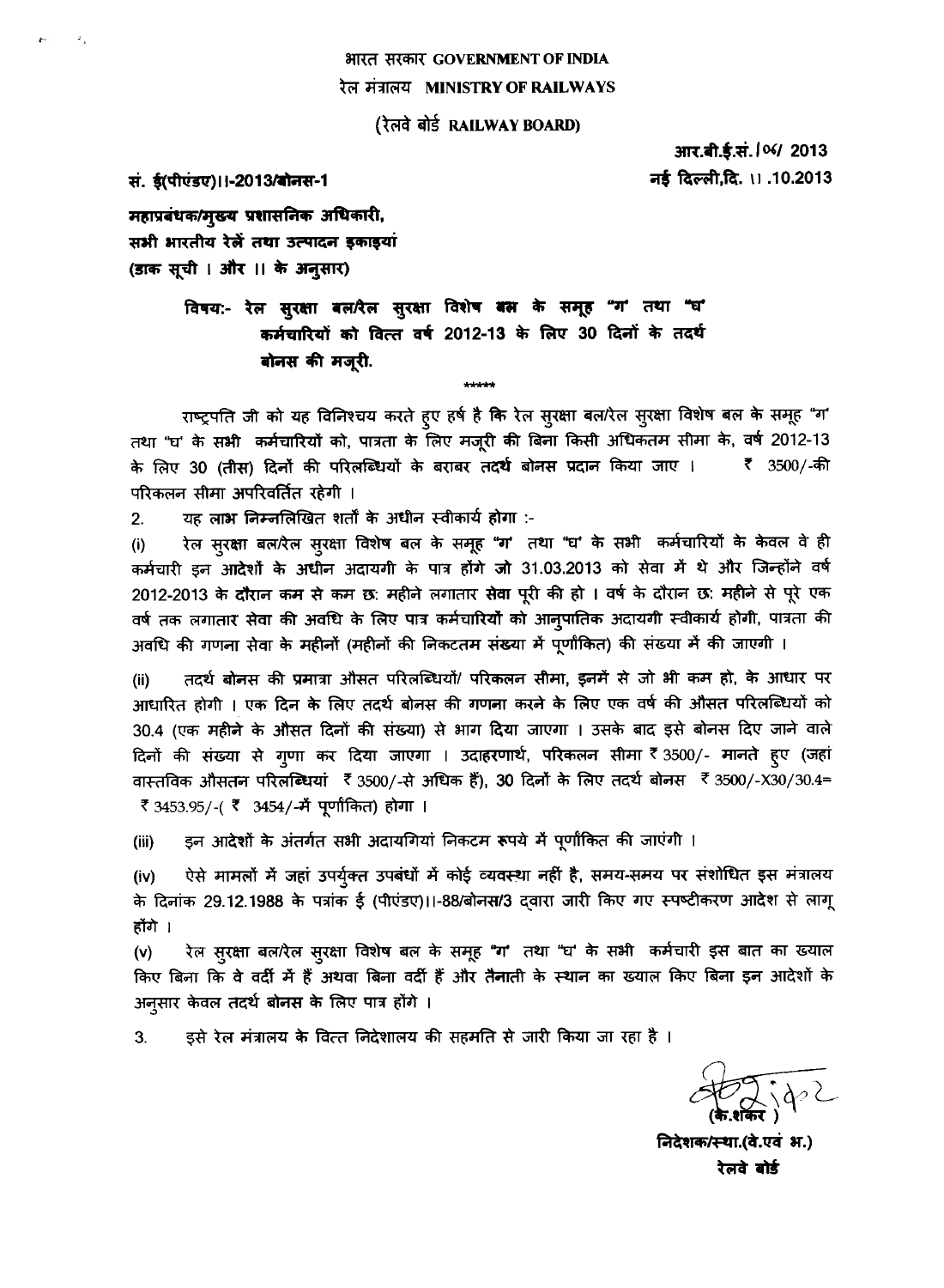भारत सरकार GOVERNMENT OF INDIA

रेल मंत्रालय MINISTRY OF RAILWAYS

(रेलवे बोर्ड RAILWAY BOARD)

आर.बी.ई.सं. / 06/ 2013

सं. ई(पीएंडए)II-2013/बोनस-1

नई दिल्ली,दि. 11 .10.2013

महाप्रबंधक/मुख्य प्रशासनिक अधिकारी,
सभी भारतीय रेलें तथा उत्पादन इकाइयां
(डाक सूची I और II के अनुसार)

**विषय:- रेल सुरक्षा बल/रेल सुरक्षा विशेष बल के समूह "ग" तथा "घ" कर्मचारियों को वित्त वर्ष 2012-13 के लिए 30 दिनों के तदर्थ बोनस की मजूरी.**

\*\*\*\*\*

राष्ट्रपति जी को यह विनिश्चय करते हुए हर्ष है कि रेल सुरक्षा बल/रेल सुरक्षा विशेष बल के समूह "ग" तथा "घ" के सभी कर्मचारियों को, पात्रता के लिए मजूरी की बिना किसी अधिकतम सीमा के, वर्ष 2012-13 के लिए 30 (तीस) दिनों की परिलब्धियों के बराबर तदर्थ बोनस प्रदान किया जाए । ₹ 3500/-की परिकलन सीमा अपरिवर्तित रहेगी ।

2. यह लाभ निम्नलिखित शर्तों के अधीन स्वीकार्य होगा :-

(i) रेल सुरक्षा बल/रेल सुरक्षा विशेष बल के समूह "ग" तथा "घ" के सभी कर्मचारियों के केवल वे ही कर्मचारी इन आदेशों के अधीन अदायगी के पात्र होंगे जो 31.03.2013 को सेवा में थे और जिन्होंने वर्ष 2012-2013 के दौरान कम से कम छः महीने लगातार सेवा पूरी की हो । वर्ष के दौरान छः महीने से पूरे एक वर्ष तक लगातार सेवा की अवधि के लिए पात्र कर्मचारियों को आनुपातिक अदायगी स्वीकार्य होगी, पात्रता की अवधि की गणना सेवा के महीनों (महीनों की निकटतम संख्या में पूर्णांकित) की संख्या में की जाएगी ।

(ii) तदर्थ बोनस की प्रमात्रा औसत परिलब्धियों/ परिकलन सीमा, इनमें से जो भी कम हो, के आधार पर आधारित होगी । एक दिन के लिए तदर्थ बोनस की गणना करने के लिए एक वर्ष की औसत परिलब्धियों को 30.4 (एक महीने के औसत दिनों की संख्या) से भाग दिया जाएगा । उसके बाद इसे बोनस दिए जाने वाले दिनों की संख्या से गुणा कर दिया जाएगा । उदाहरणार्थ, परिकलन सीमा ₹ 3500/- मानते हुए (जहां वास्तविक औसतन परिलब्धियां ₹ 3500/-से अधिक हैं), 30 दिनों के लिए तदर्थ बोनस ₹ 3500/-X30/30.4= ₹ 3453.95/-( ₹ 3454/-में पूर्णांकित) होगा ।

(iii) इन आदेशों के अंतर्गत सभी अदायगियां निकटम रूपये में पूर्णांकित की जाएंगी ।

(iv) ऐसे मामलों में जहां उपर्युक्त उपबंधों में कोई व्यवस्था नहीं है, समय-समय पर संशोधित इस मंत्रालय के दिनांक 29.12.1988 के पत्रांक ई (पीएंडए)II-88/बोनस/3 द्वारा जारी किए गए स्पष्टीकरण आदेश से लागू होंगे ।

(v) रेल सुरक्षा बल/रेल सुरक्षा विशेष बल के समूह "ग" तथा "घ" के सभी कर्मचारी इस बात का ख्याल किए बिना कि वे वर्दी में हैं अथवा बिना वर्दी हैं और तैनाती के स्थान का ख्याल किए बिना इन आदेशों के अनुसार केवल तदर्थ बोनस के लिए पात्र होंगे ।

3. इसे रेल मंत्रालय के वित्त निदेशालय की सहमति से जारी किया जा रहा है ।

(के.शंकर)
निदेशक/स्था.(वे.एवं भ.)
रेलवे बोर्ड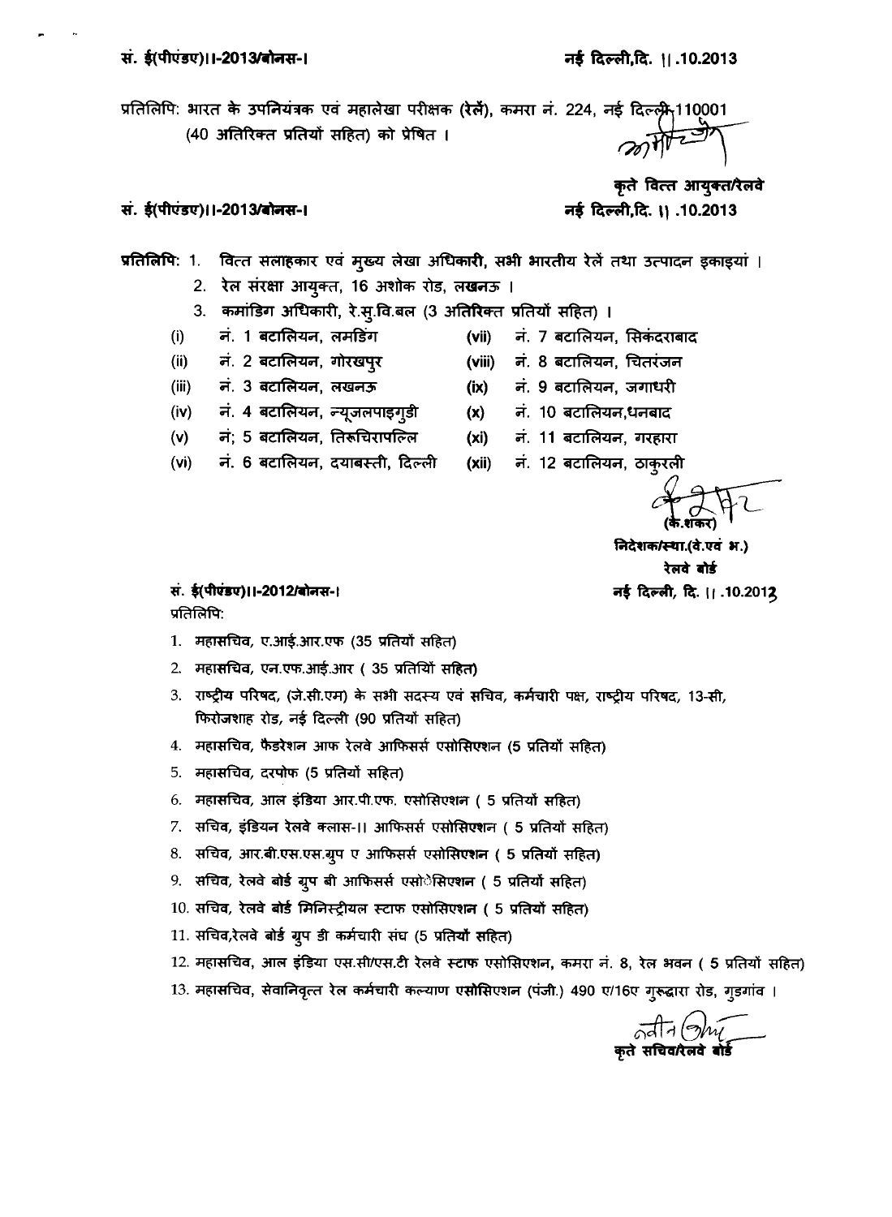सं. ई(पीएंडए)।।-2013/बोनस-।

नई दिल्ली,दि. ।। .10.2013

प्रतिलिपि: भारत के उपनियंत्रक एवं महालेखा परीक्षक (रेलें), कमरा नं. 224, नई दिल्ली-110001 (40 अतिरिक्त प्रतियों सहित) को प्रेषित ।

कृते वित्त आयुक्त/रेलवे

सं. ई(पीएंडए)।।-2013/बोनस-।

नई दिल्ली,दि. ।। .10.2013

**प्रतिलिपि:** 1. वित्त सलाहकार एवं मुख्य लेखा अधिकारी, सभी भारतीय रेलें तथा उत्पादन इकाइयां ।

2. रेल संरक्षा आयुक्त, 16 अशोक रोड, लखनऊ ।

3. कमांडिंग अधिकारी, रे.सु.वि.बल (3 अतिरिक्त प्रतियों सहित) ।

| | | | |
|---|---|---|---|
| (i) | नं. 1 बटालियन, लमडिंग | (vii) | नं. 7 बटालियन, सिकंदराबाद |
| (ii) | नं. 2 बटालियन, गोरखपुर | (viii) | नं. 8 बटालियन, चितरंजन |
| (iii) | नं. 3 बटालियन, लखनऊ | (ix) | नं. 9 बटालियन, जगाधरी |
| (iv) | नं. 4 बटालियन, न्यूजलपाइगुडी | (x) | नं. 10 बटालियन,धनबाद |
| (v) | नं; 5 बटालियन, तिरूचिरापल्लि | (xi) | नं. 11 बटालियन, गरहारा |
| (vi) | नं. 6 बटालियन, दयाबस्ती, दिल्ली | (xii) | नं. 12 बटालियन, ठाकुरली |

(के.शंकर)
निदेशक/स्था.(वे.एवं भ.)
रेलवे बोर्ड

सं. ई(पीएंडए)।।-2012/बोनस-।

नई दिल्ली, दि. ।। .10.2013

प्रतिलिपि:

1. महासचिव, ए.आई.आर.एफ (35 प्रतियों सहित)
2. महासचिव, एन.एफ.आई.आर ( 35 प्रतियों सहित)
3. राष्ट्रीय परिषद, (जे.सी.एम) के सभी सदस्य एवं सचिव, कर्मचारी पक्ष, राष्ट्रीय परिषद, 13-सी, फिरोजशाह रोड, नई दिल्ली (90 प्रतियों सहित)
4. महासचिव, फैडरेशन आफ रेलवे आफिसर्स एसोसिएशन (5 प्रतियों सहित)
5. महासचिव, दरपोफ (5 प्रतियों सहित)
6. महासचिव, आल इंडिया आर.पी.एफ. एसोसिएशन ( 5 प्रतियों सहित)
7. सचिव, इंडियन रेलवे क्लास-।। आफिसर्स एसोसिएशन ( 5 प्रतियों सहित)
8. सचिव, आर.बी.एस.एस.ग्रुप ए आफिसर्स एसोसिएशन ( 5 प्रतियों सहित)
9. सचिव, रेलवे बोर्ड ग्रुप बी आफिसर्स एसोसिएशन ( 5 प्रतियों सहित)
10. सचिव, रेलवे बोर्ड मिनिस्ट्रीयल स्टाफ एसोसिएशन ( 5 प्रतियों सहित)
11. सचिव,रेलवे बोर्ड ग्रुप डी कर्मचारी संघ (5 प्रतियों सहित)
12. महासचिव, आल इंडिया एस.सी/एस.टी रेलवे स्टाफ एसोसिएशन, कमरा नं. 8, रेल भवन ( 5 प्रतियों सहित)
13. महासचिव, सेवानिवृत्त रेल कर्मचारी कल्याण एसोसिएशन (पंजी.) 490 ए/16ए गुरूद्वारा रोड, गुडगांव ।

कृते सचिव/रेलवे बोर्ड